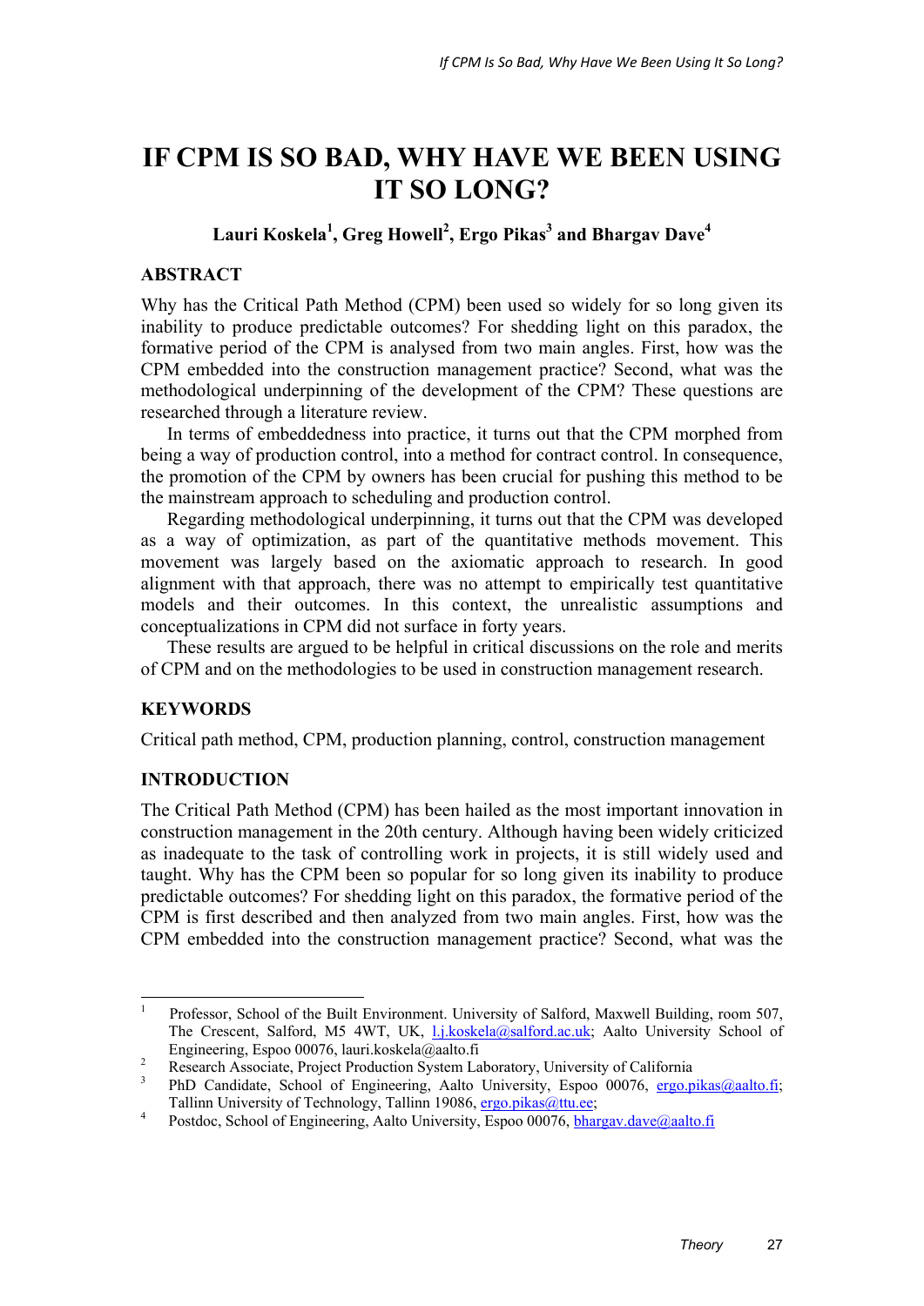# IF CPM IS SO BAD, WHY HAVE WE BEEN USING IT SO LONG?

**Lauri Koskela[1], Greg Howell[2], Ergo Pikas[3] and Bhargav Dave[4]**

## ABSTRACT

Why has the Critical Path Method (CPM) been used so widely for so long given its inability to produce predictable outcomes? For shedding light on this paradox, the formative period of the CPM is analysed from two main angles. First, how was the CPM embedded into the construction management practice? Second, what was the methodological underpinning of the development of the CPM? These questions are researched through a literature review.

In terms of embeddedness into practice, it turns out that the CPM morphed from being a way of production control, into a method for contract control. In consequence, the promotion of the CPM by owners has been crucial for pushing this method to be the mainstream approach to scheduling and production control.

Regarding methodological underpinning, it turns out that the CPM was developed as a way of optimization, as part of the quantitative methods movement. This movement was largely based on the axiomatic approach to research. In good alignment with that approach, there was no attempt to empirically test quantitative models and their outcomes. In this context, the unrealistic assumptions and conceptualizations in CPM did not surface in forty years.

These results are argued to be helpful in critical discussions on the role and merits of CPM and on the methodologies to be used in construction management research.

## KEYWORDS

Critical path method, CPM, production planning, control, construction management

## INTRODUCTION

The Critical Path Method (CPM) has been hailed as the most important innovation in construction management in the 20th century. Although having been widely criticized as inadequate to the task of controlling work in projects, it is still widely used and taught. Why has the CPM been so popular for so long given its inability to produce predictable outcomes? For shedding light on this paradox, the formative period of the CPM is first described and then analyzed from two main angles. First, how was the CPM embedded into the construction management practice? Second, what was the

---

[1] Professor, School of the Built Environment. University of Salford, Maxwell Building, room 507, The Crescent, Salford, M5 4WT, UK, l.j.koskela@salford.ac.uk; Aalto University School of Engineering, Espoo 00076, lauri.koskela@aalto.fi

[2] Research Associate, Project Production System Laboratory, University of California

[3] PhD Candidate, School of Engineering, Aalto University, Espoo 00076, ergo.pikas@aalto.fi; Tallinn University of Technology, Tallinn 19086, ergo.pikas@ttu.ee;

[4] Postdoc, School of Engineering, Aalto University, Espoo 00076, bhargav.dave@aalto.fi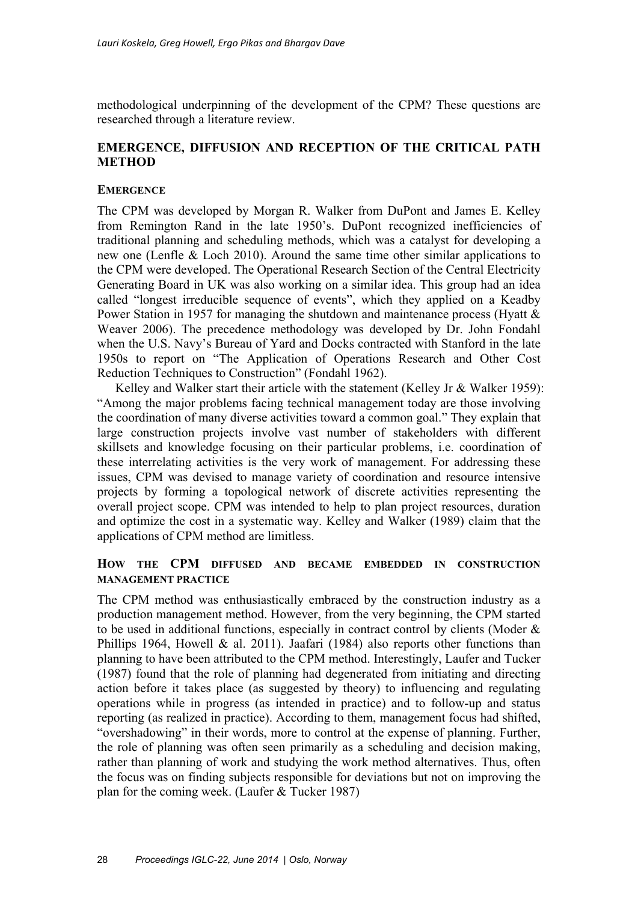methodological underpinning of the development of the CPM? These questions are researched through a literature review.

## EMERGENCE, DIFFUSION AND RECEPTION OF THE CRITICAL PATH METHOD

### EMERGENCE

The CPM was developed by Morgan R. Walker from DuPont and James E. Kelley from Remington Rand in the late 1950's. DuPont recognized inefficiencies of traditional planning and scheduling methods, which was a catalyst for developing a new one (Lenfle & Loch 2010). Around the same time other similar applications to the CPM were developed. The Operational Research Section of the Central Electricity Generating Board in UK was also working on a similar idea. This group had an idea called "longest irreducible sequence of events", which they applied on a Keadby Power Station in 1957 for managing the shutdown and maintenance process (Hyatt & Weaver 2006). The precedence methodology was developed by Dr. John Fondahl when the U.S. Navy's Bureau of Yard and Docks contracted with Stanford in the late 1950s to report on "The Application of Operations Research and Other Cost Reduction Techniques to Construction" (Fondahl 1962).

Kelley and Walker start their article with the statement (Kelley Jr & Walker 1959): "Among the major problems facing technical management today are those involving the coordination of many diverse activities toward a common goal." They explain that large construction projects involve vast number of stakeholders with different skillsets and knowledge focusing on their particular problems, i.e. coordination of these interrelating activities is the very work of management. For addressing these issues, CPM was devised to manage variety of coordination and resource intensive projects by forming a topological network of discrete activities representing the overall project scope. CPM was intended to help to plan project resources, duration and optimize the cost in a systematic way. Kelley and Walker (1989) claim that the applications of CPM method are limitless.

### HOW THE CPM DIFFUSED AND BECAME EMBEDDED IN CONSTRUCTION MANAGEMENT PRACTICE

The CPM method was enthusiastically embraced by the construction industry as a production management method. However, from the very beginning, the CPM started to be used in additional functions, especially in contract control by clients (Moder & Phillips 1964, Howell & al. 2011). Jaafari (1984) also reports other functions than planning to have been attributed to the CPM method. Interestingly, Laufer and Tucker (1987) found that the role of planning had degenerated from initiating and directing action before it takes place (as suggested by theory) to influencing and regulating operations while in progress (as intended in practice) and to follow-up and status reporting (as realized in practice). According to them, management focus had shifted, "overshadowing" in their words, more to control at the expense of planning. Further, the role of planning was often seen primarily as a scheduling and decision making, rather than planning of work and studying the work method alternatives. Thus, often the focus was on finding subjects responsible for deviations but not on improving the plan for the coming week. (Laufer & Tucker 1987)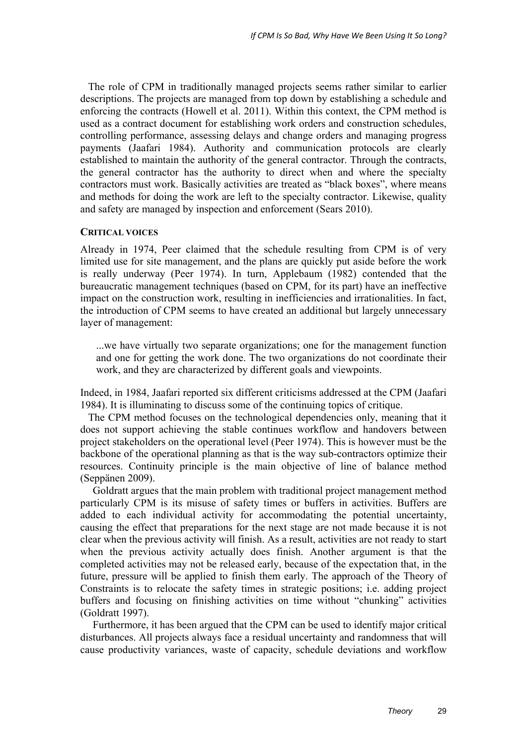The role of CPM in traditionally managed projects seems rather similar to earlier descriptions. The projects are managed from top down by establishing a schedule and enforcing the contracts (Howell et al. 2011). Within this context, the CPM method is used as a contract document for establishing work orders and construction schedules, controlling performance, assessing delays and change orders and managing progress payments (Jaafari 1984). Authority and communication protocols are clearly established to maintain the authority of the general contractor. Through the contracts, the general contractor has the authority to direct when and where the specialty contractors must work. Basically activities are treated as "black boxes", where means and methods for doing the work are left to the specialty contractor. Likewise, quality and safety are managed by inspection and enforcement (Sears 2010).

## CRITICAL VOICES

Already in 1974, Peer claimed that the schedule resulting from CPM is of very limited use for site management, and the plans are quickly put aside before the work is really underway (Peer 1974). In turn, Applebaum (1982) contended that the bureaucratic management techniques (based on CPM, for its part) have an ineffective impact on the construction work, resulting in inefficiencies and irrationalities. In fact, the introduction of CPM seems to have created an additional but largely unnecessary layer of management:

> ...we have virtually two separate organizations; one for the management function and one for getting the work done. The two organizations do not coordinate their work, and they are characterized by different goals and viewpoints.

Indeed, in 1984, Jaafari reported six different criticisms addressed at the CPM (Jaafari 1984). It is illuminating to discuss some of the continuing topics of critique.

The CPM method focuses on the technological dependencies only, meaning that it does not support achieving the stable continues workflow and handovers between project stakeholders on the operational level (Peer 1974). This is however must be the backbone of the operational planning as that is the way sub-contractors optimize their resources. Continuity principle is the main objective of line of balance method (Seppänen 2009).

Goldratt argues that the main problem with traditional project management method particularly CPM is its misuse of safety times or buffers in activities. Buffers are added to each individual activity for accommodating the potential uncertainty, causing the effect that preparations for the next stage are not made because it is not clear when the previous activity will finish. As a result, activities are not ready to start when the previous activity actually does finish. Another argument is that the completed activities may not be released early, because of the expectation that, in the future, pressure will be applied to finish them early. The approach of the Theory of Constraints is to relocate the safety times in strategic positions; i.e. adding project buffers and focusing on finishing activities on time without "chunking" activities (Goldratt 1997).

Furthermore, it has been argued that the CPM can be used to identify major critical disturbances. All projects always face a residual uncertainty and randomness that will cause productivity variances, waste of capacity, schedule deviations and workflow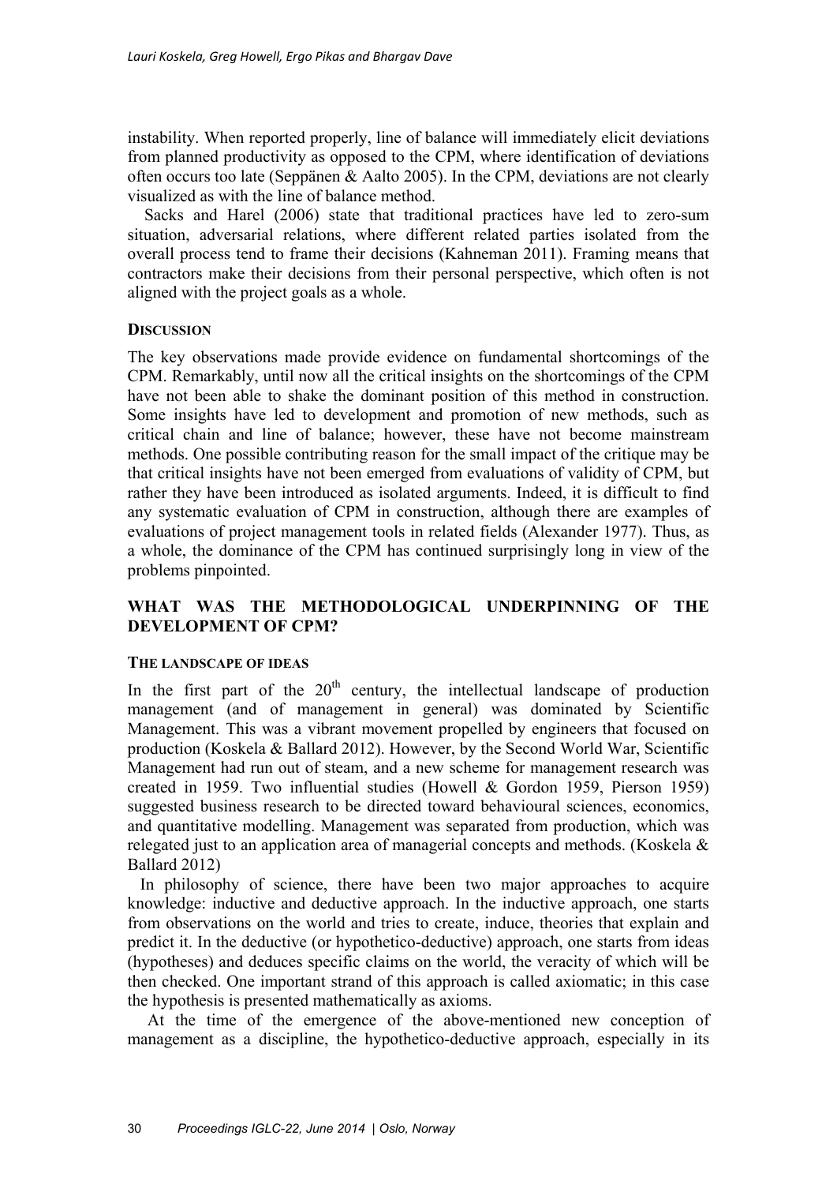instability. When reported properly, line of balance will immediately elicit deviations from planned productivity as opposed to the CPM, where identification of deviations often occurs too late (Seppänen & Aalto 2005). In the CPM, deviations are not clearly visualized as with the line of balance method.

Sacks and Harel (2006) state that traditional practices have led to zero-sum situation, adversarial relations, where different related parties isolated from the overall process tend to frame their decisions (Kahneman 2011). Framing means that contractors make their decisions from their personal perspective, which often is not aligned with the project goals as a whole.

### DISCUSSION

The key observations made provide evidence on fundamental shortcomings of the CPM. Remarkably, until now all the critical insights on the shortcomings of the CPM have not been able to shake the dominant position of this method in construction. Some insights have led to development and promotion of new methods, such as critical chain and line of balance; however, these have not become mainstream methods. One possible contributing reason for the small impact of the critique may be that critical insights have not been emerged from evaluations of validity of CPM, but rather they have been introduced as isolated arguments. Indeed, it is difficult to find any systematic evaluation of CPM in construction, although there are examples of evaluations of project management tools in related fields (Alexander 1977). Thus, as a whole, the dominance of the CPM has continued surprisingly long in view of the problems pinpointed.

## WHAT WAS THE METHODOLOGICAL UNDERPINNING OF THE DEVELOPMENT OF CPM?

### THE LANDSCAPE OF IDEAS

In the first part of the 20th century, the intellectual landscape of production management (and of management in general) was dominated by Scientific Management. This was a vibrant movement propelled by engineers that focused on production (Koskela & Ballard 2012). However, by the Second World War, Scientific Management had run out of steam, and a new scheme for management research was created in 1959. Two influential studies (Howell & Gordon 1959, Pierson 1959) suggested business research to be directed toward behavioural sciences, economics, and quantitative modelling. Management was separated from production, which was relegated just to an application area of managerial concepts and methods. (Koskela & Ballard 2012)

In philosophy of science, there have been two major approaches to acquire knowledge: inductive and deductive approach. In the inductive approach, one starts from observations on the world and tries to create, induce, theories that explain and predict it. In the deductive (or hypothetico-deductive) approach, one starts from ideas (hypotheses) and deduces specific claims on the world, the veracity of which will be then checked. One important strand of this approach is called axiomatic; in this case the hypothesis is presented mathematically as axioms.

At the time of the emergence of the above-mentioned new conception of management as a discipline, the hypothetico-deductive approach, especially in its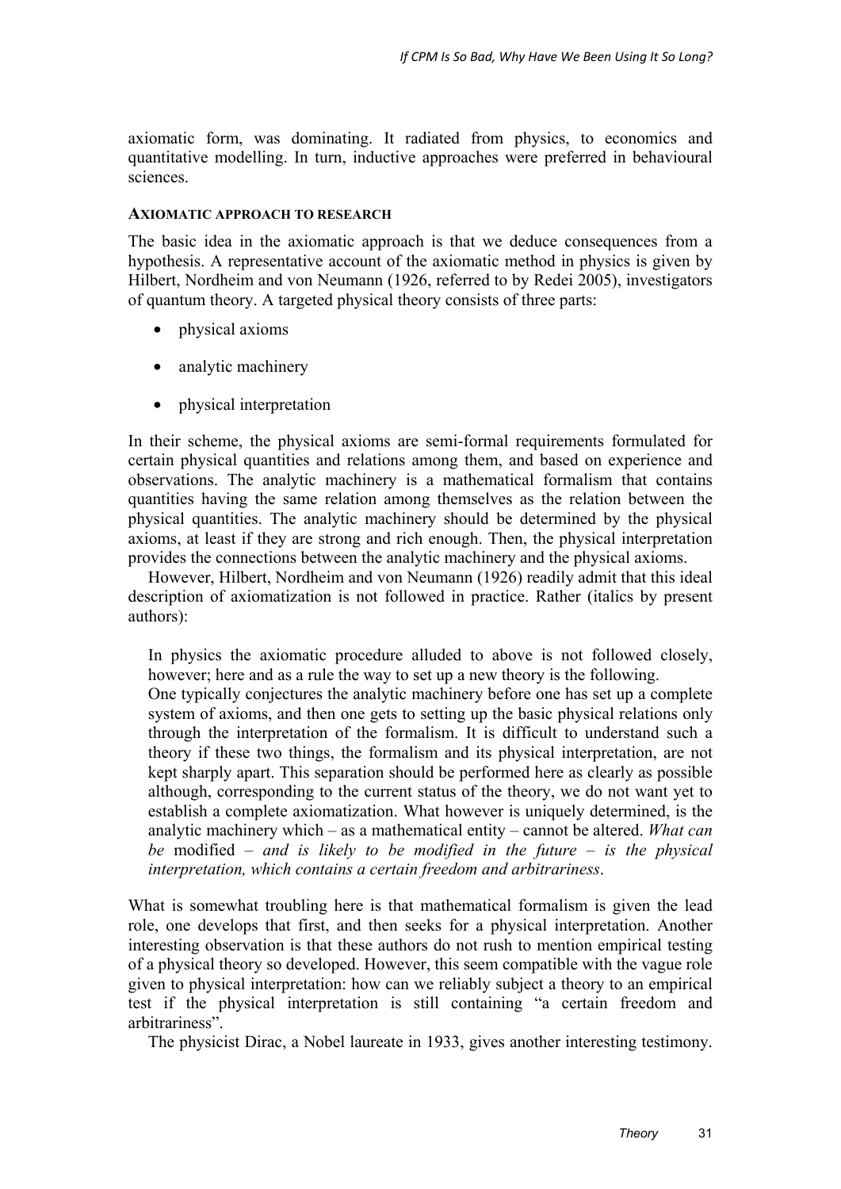axiomatic form, was dominating. It radiated from physics, to economics and quantitative modelling. In turn, inductive approaches were preferred in behavioural sciences.

### AXIOMATIC APPROACH TO RESEARCH

The basic idea in the axiomatic approach is that we deduce consequences from a hypothesis. A representative account of the axiomatic method in physics is given by Hilbert, Nordheim and von Neumann (1926, referred to by Redei 2005), investigators of quantum theory. A targeted physical theory consists of three parts:

- physical axioms
- analytic machinery
- physical interpretation

In their scheme, the physical axioms are semi-formal requirements formulated for certain physical quantities and relations among them, and based on experience and observations. The analytic machinery is a mathematical formalism that contains quantities having the same relation among themselves as the relation between the physical quantities. The analytic machinery should be determined by the physical axioms, at least if they are strong and rich enough. Then, the physical interpretation provides the connections between the analytic machinery and the physical axioms.

However, Hilbert, Nordheim and von Neumann (1926) readily admit that this ideal description of axiomatization is not followed in practice. Rather (italics by present authors):

> In physics the axiomatic procedure alluded to above is not followed closely, however; here and as a rule the way to set up a new theory is the following.
> One typically conjectures the analytic machinery before one has set up a complete system of axioms, and then one gets to setting up the basic physical relations only through the interpretation of the formalism. It is difficult to understand such a theory if these two things, the formalism and its physical interpretation, are not kept sharply apart. This separation should be performed here as clearly as possible although, corresponding to the current status of the theory, we do not want yet to establish a complete axiomatization. What however is uniquely determined, is the analytic machinery which – as a mathematical entity – cannot be altered. *What can be* modified – *and is likely to be modified in the future – is the physical interpretation, which contains a certain freedom and arbitrariness*.

What is somewhat troubling here is that mathematical formalism is given the lead role, one develops that first, and then seeks for a physical interpretation. Another interesting observation is that these authors do not rush to mention empirical testing of a physical theory so developed. However, this seem compatible with the vague role given to physical interpretation: how can we reliably subject a theory to an empirical test if the physical interpretation is still containing "a certain freedom and arbitrariness".

The physicist Dirac, a Nobel laureate in 1933, gives another interesting testimony.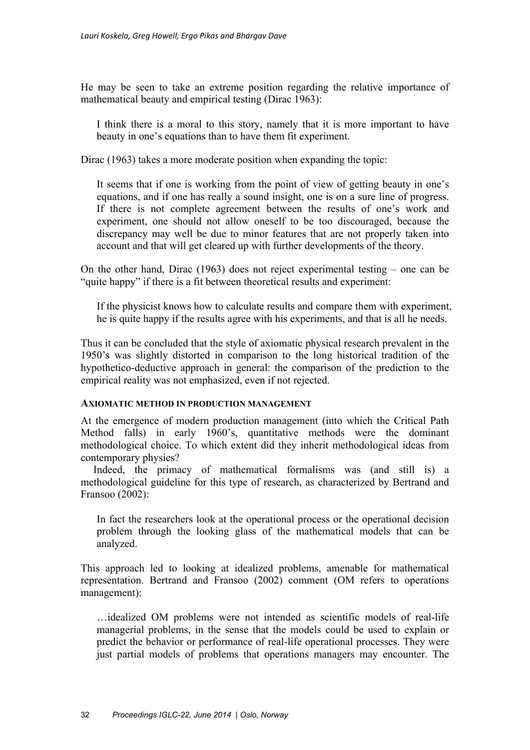He may be seen to take an extreme position regarding the relative importance of mathematical beauty and empirical testing (Dirac 1963):

> I think there is a moral to this story, namely that it is more important to have beauty in one's equations than to have them fit experiment.

Dirac (1963) takes a more moderate position when expanding the topic:

> It seems that if one is working from the point of view of getting beauty in one's equations, and if one has really a sound insight, one is on a sure line of progress. If there is not complete agreement between the results of one's work and experiment, one should not allow oneself to be too discouraged, because the discrepancy may well be due to minor features that are not properly taken into account and that will get cleared up with further developments of the theory.

On the other hand, Dirac (1963) does not reject experimental testing – one can be "quite happy" if there is a fit between theoretical results and experiment:

> If the physicist knows how to calculate results and compare them with experiment, he is quite happy if the results agree with his experiments, and that is all he needs.

Thus it can be concluded that the style of axiomatic physical research prevalent in the 1950's was slightly distorted in comparison to the long historical tradition of the hypothetico-deductive approach in general: the comparison of the prediction to the empirical reality was not emphasized, even if not rejected.

### AXIOMATIC METHOD IN PRODUCTION MANAGEMENT

At the emergence of modern production management (into which the Critical Path Method falls) in early 1960's, quantitative methods were the dominant methodological choice. To which extent did they inherit methodological ideas from contemporary physics?

Indeed, the primacy of mathematical formalisms was (and still is) a methodological guideline for this type of research, as characterized by Bertrand and Fransoo (2002):

> In fact the researchers look at the operational process or the operational decision problem through the looking glass of the mathematical models that can be analyzed.

This approach led to looking at idealized problems, amenable for mathematical representation. Bertrand and Fransoo (2002) comment (OM refers to operations management):

> …idealized OM problems were not intended as scientific models of real-life managerial problems, in the sense that the models could be used to explain or predict the behavior or performance of real-life operational processes. They were just partial models of problems that operations managers may encounter. The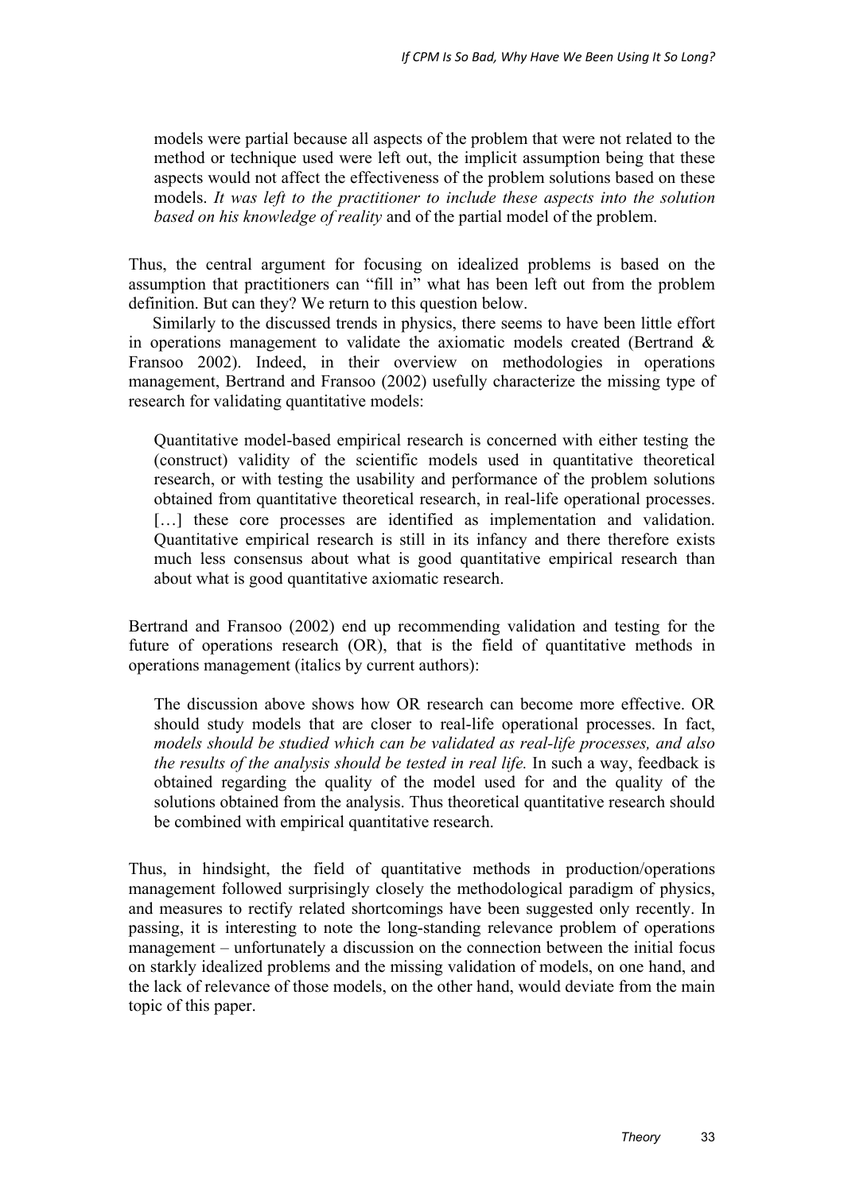> models were partial because all aspects of the problem that were not related to the method or technique used were left out, the implicit assumption being that these aspects would not affect the effectiveness of the problem solutions based on these models. *It was left to the practitioner to include these aspects into the solution based on his knowledge of reality* and of the partial model of the problem.

Thus, the central argument for focusing on idealized problems is based on the assumption that practitioners can "fill in" what has been left out from the problem definition. But can they? We return to this question below.

Similarly to the discussed trends in physics, there seems to have been little effort in operations management to validate the axiomatic models created (Bertrand & Fransoo 2002). Indeed, in their overview on methodologies in operations management, Bertrand and Fransoo (2002) usefully characterize the missing type of research for validating quantitative models:

> Quantitative model-based empirical research is concerned with either testing the (construct) validity of the scientific models used in quantitative theoretical research, or with testing the usability and performance of the problem solutions obtained from quantitative theoretical research, in real-life operational processes. […] these core processes are identified as implementation and validation. Quantitative empirical research is still in its infancy and there therefore exists much less consensus about what is good quantitative empirical research than about what is good quantitative axiomatic research.

Bertrand and Fransoo (2002) end up recommending validation and testing for the future of operations research (OR), that is the field of quantitative methods in operations management (italics by current authors):

> The discussion above shows how OR research can become more effective. OR should study models that are closer to real-life operational processes. In fact, *models should be studied which can be validated as real-life processes, and also the results of the analysis should be tested in real life.* In such a way, feedback is obtained regarding the quality of the model used for and the quality of the solutions obtained from the analysis. Thus theoretical quantitative research should be combined with empirical quantitative research.

Thus, in hindsight, the field of quantitative methods in production/operations management followed surprisingly closely the methodological paradigm of physics, and measures to rectify related shortcomings have been suggested only recently. In passing, it is interesting to note the long-standing relevance problem of operations management – unfortunately a discussion on the connection between the initial focus on starkly idealized problems and the missing validation of models, on one hand, and the lack of relevance of those models, on the other hand, would deviate from the main topic of this paper.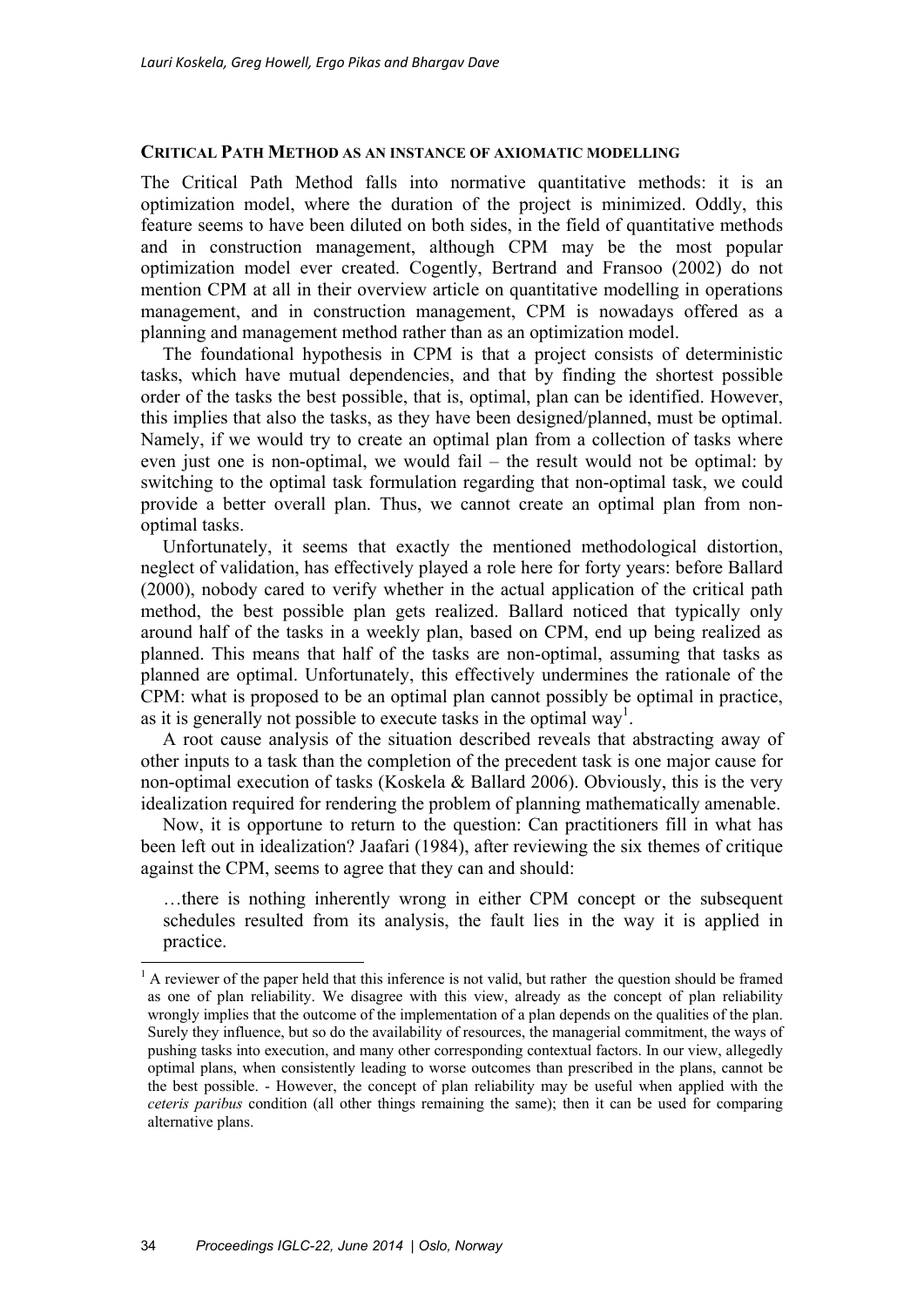### CRITICAL PATH METHOD AS AN INSTANCE OF AXIOMATIC MODELLING

The Critical Path Method falls into normative quantitative methods: it is an optimization model, where the duration of the project is minimized. Oddly, this feature seems to have been diluted on both sides, in the field of quantitative methods and in construction management, although CPM may be the most popular optimization model ever created. Cogently, Bertrand and Fransoo (2002) do not mention CPM at all in their overview article on quantitative modelling in operations management, and in construction management, CPM is nowadays offered as a planning and management method rather than as an optimization model.

The foundational hypothesis in CPM is that a project consists of deterministic tasks, which have mutual dependencies, and that by finding the shortest possible order of the tasks the best possible, that is, optimal, plan can be identified. However, this implies that also the tasks, as they have been designed/planned, must be optimal. Namely, if we would try to create an optimal plan from a collection of tasks where even just one is non-optimal, we would fail – the result would not be optimal: by switching to the optimal task formulation regarding that non-optimal task, we could provide a better overall plan. Thus, we cannot create an optimal plan from non-optimal tasks.

Unfortunately, it seems that exactly the mentioned methodological distortion, neglect of validation, has effectively played a role here for forty years: before Ballard (2000), nobody cared to verify whether in the actual application of the critical path method, the best possible plan gets realized. Ballard noticed that typically only around half of the tasks in a weekly plan, based on CPM, end up being realized as planned. This means that half of the tasks are non-optimal, assuming that tasks as planned are optimal. Unfortunately, this effectively undermines the rationale of the CPM: what is proposed to be an optimal plan cannot possibly be optimal in practice, as it is generally not possible to execute tasks in the optimal way[1].

A root cause analysis of the situation described reveals that abstracting away of other inputs to a task than the completion of the precedent task is one major cause for non-optimal execution of tasks (Koskela & Ballard 2006). Obviously, this is the very idealization required for rendering the problem of planning mathematically amenable.

Now, it is opportune to return to the question: Can practitioners fill in what has been left out in idealization? Jaafari (1984), after reviewing the six themes of critique against the CPM, seems to agree that they can and should:

> …there is nothing inherently wrong in either CPM concept or the subsequent schedules resulted from its analysis, the fault lies in the way it is applied in practice.

---

[1] A reviewer of the paper held that this inference is not valid, but rather the question should be framed as one of plan reliability. We disagree with this view, already as the concept of plan reliability wrongly implies that the outcome of the implementation of a plan depends on the qualities of the plan. Surely they influence, but so do the availability of resources, the managerial commitment, the ways of pushing tasks into execution, and many other corresponding contextual factors. In our view, allegedly optimal plans, when consistently leading to worse outcomes than prescribed in the plans, cannot be the best possible. - However, the concept of plan reliability may be useful when applied with the *ceteris paribus* condition (all other things remaining the same); then it can be used for comparing alternative plans.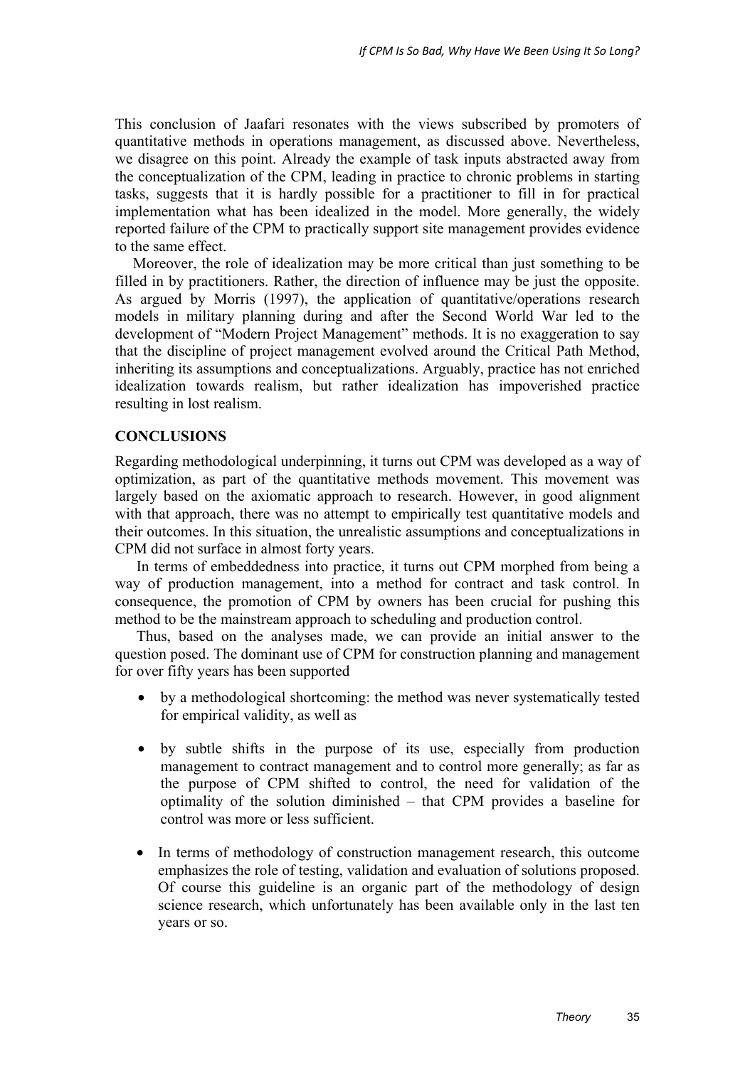This conclusion of Jaafari resonates with the views subscribed by promoters of quantitative methods in operations management, as discussed above. Nevertheless, we disagree on this point. Already the example of task inputs abstracted away from the conceptualization of the CPM, leading in practice to chronic problems in starting tasks, suggests that it is hardly possible for a practitioner to fill in for practical implementation what has been idealized in the model. More generally, the widely reported failure of the CPM to practically support site management provides evidence to the same effect.

Moreover, the role of idealization may be more critical than just something to be filled in by practitioners. Rather, the direction of influence may be just the opposite. As argued by Morris (1997), the application of quantitative/operations research models in military planning during and after the Second World War led to the development of "Modern Project Management" methods. It is no exaggeration to say that the discipline of project management evolved around the Critical Path Method, inheriting its assumptions and conceptualizations. Arguably, practice has not enriched idealization towards realism, but rather idealization has impoverished practice resulting in lost realism.

## CONCLUSIONS

Regarding methodological underpinning, it turns out CPM was developed as a way of optimization, as part of the quantitative methods movement. This movement was largely based on the axiomatic approach to research. However, in good alignment with that approach, there was no attempt to empirically test quantitative models and their outcomes. In this situation, the unrealistic assumptions and conceptualizations in CPM did not surface in almost forty years.

In terms of embeddedness into practice, it turns out CPM morphed from being a way of production management, into a method for contract and task control. In consequence, the promotion of CPM by owners has been crucial for pushing this method to be the mainstream approach to scheduling and production control.

Thus, based on the analyses made, we can provide an initial answer to the question posed. The dominant use of CPM for construction planning and management for over fifty years has been supported

- by a methodological shortcoming: the method was never systematically tested for empirical validity, as well as
- by subtle shifts in the purpose of its use, especially from production management to contract management and to control more generally; as far as the purpose of CPM shifted to control, the need for validation of the optimality of the solution diminished – that CPM provides a baseline for control was more or less sufficient.
- In terms of methodology of construction management research, this outcome emphasizes the role of testing, validation and evaluation of solutions proposed. Of course this guideline is an organic part of the methodology of design science research, which unfortunately has been available only in the last ten years or so.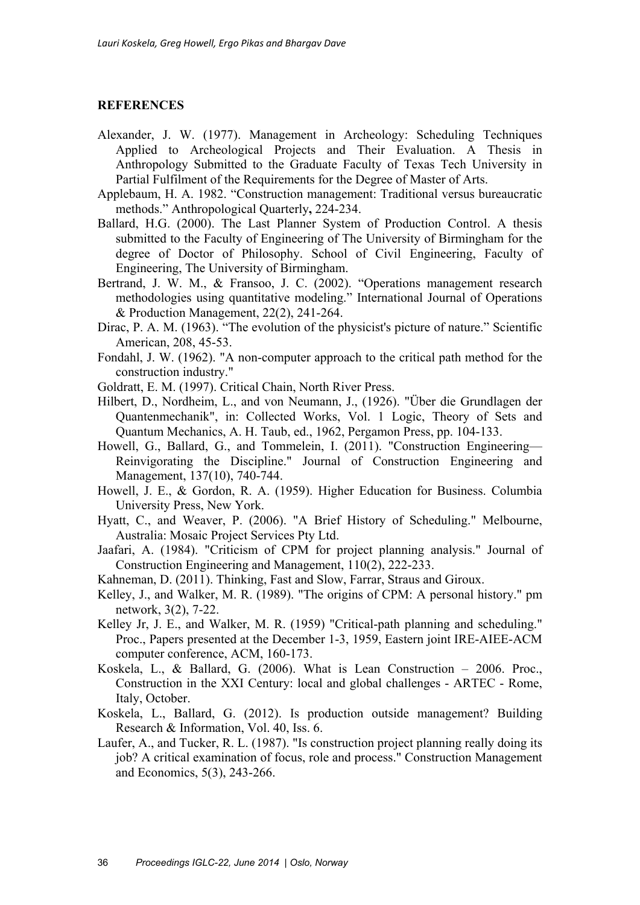## REFERENCES

Alexander, J. W. (1977). Management in Archeology: Scheduling Techniques Applied to Archeological Projects and Their Evaluation. A Thesis in Anthropology Submitted to the Graduate Faculty of Texas Tech University in Partial Fulfilment of the Requirements for the Degree of Master of Arts.

Applebaum, H. A. 1982. "Construction management: Traditional versus bureaucratic methods." Anthropological Quarterly**,** 224-234.

Ballard, H.G. (2000). The Last Planner System of Production Control. A thesis submitted to the Faculty of Engineering of The University of Birmingham for the degree of Doctor of Philosophy. School of Civil Engineering, Faculty of Engineering, The University of Birmingham.

Bertrand, J. W. M., & Fransoo, J. C. (2002). "Operations management research methodologies using quantitative modeling." International Journal of Operations & Production Management, 22(2), 241-264.

Dirac, P. A. M. (1963). "The evolution of the physicist's picture of nature." Scientific American, 208, 45-53.

Fondahl, J. W. (1962). "A non-computer approach to the critical path method for the construction industry."

Goldratt, E. M. (1997). Critical Chain, North River Press.

Hilbert, D., Nordheim, L., and von Neumann, J., (1926). "Über die Grundlagen der Quantenmechanik", in: Collected Works, Vol. 1 Logic, Theory of Sets and Quantum Mechanics, A. H. Taub, ed., 1962, Pergamon Press, pp. 104-133.

Howell, G., Ballard, G., and Tommelein, I. (2011). "Construction Engineering—Reinvigorating the Discipline." Journal of Construction Engineering and Management, 137(10), 740-744.

Howell, J. E., & Gordon, R. A. (1959). Higher Education for Business. Columbia University Press, New York.

Hyatt, C., and Weaver, P. (2006). "A Brief History of Scheduling." Melbourne, Australia: Mosaic Project Services Pty Ltd.

Jaafari, A. (1984). "Criticism of CPM for project planning analysis." Journal of Construction Engineering and Management, 110(2), 222-233.

Kahneman, D. (2011). Thinking, Fast and Slow, Farrar, Straus and Giroux.

Kelley, J., and Walker, M. R. (1989). "The origins of CPM: A personal history." pm network, 3(2), 7-22.

Kelley Jr, J. E., and Walker, M. R. (1959) "Critical-path planning and scheduling." Proc., Papers presented at the December 1-3, 1959, Eastern joint IRE-AIEE-ACM computer conference, ACM, 160-173.

Koskela, L., & Ballard, G. (2006). What is Lean Construction – 2006. Proc., Construction in the XXI Century: local and global challenges - ARTEC - Rome, Italy, October.

Koskela, L., Ballard, G. (2012). Is production outside management? Building Research & Information, Vol. 40, Iss. 6.

Laufer, A., and Tucker, R. L. (1987). "Is construction project planning really doing its job? A critical examination of focus, role and process." Construction Management and Economics, 5(3), 243-266.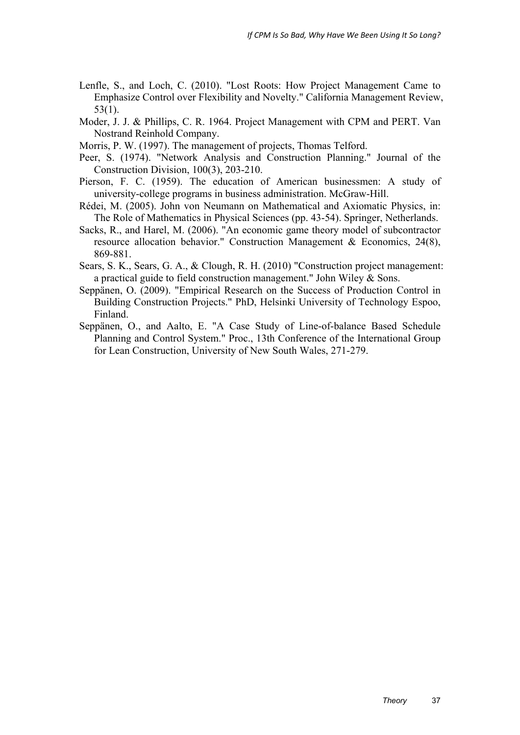Lenfle, S., and Loch, C. (2010). "Lost Roots: How Project Management Came to Emphasize Control over Flexibility and Novelty." California Management Review, 53(1).

Moder, J. J. & Phillips, C. R. 1964. Project Management with CPM and PERT. Van Nostrand Reinhold Company.

Morris, P. W. (1997). The management of projects, Thomas Telford.

Peer, S. (1974). "Network Analysis and Construction Planning." Journal of the Construction Division, 100(3), 203-210.

Pierson, F. C. (1959). The education of American businessmen: A study of university-college programs in business administration. McGraw-Hill.

Rédei, M. (2005). John von Neumann on Mathematical and Axiomatic Physics, in: The Role of Mathematics in Physical Sciences (pp. 43-54). Springer, Netherlands.

Sacks, R., and Harel, M. (2006). "An economic game theory model of subcontractor resource allocation behavior." Construction Management & Economics, 24(8), 869-881.

Sears, S. K., Sears, G. A., & Clough, R. H. (2010) "Construction project management: a practical guide to field construction management." John Wiley & Sons.

Seppänen, O. (2009). "Empirical Research on the Success of Production Control in Building Construction Projects." PhD, Helsinki University of Technology Espoo, Finland.

Seppänen, O., and Aalto, E. "A Case Study of Line-of-balance Based Schedule Planning and Control System." Proc., 13th Conference of the International Group for Lean Construction, University of New South Wales, 271-279.